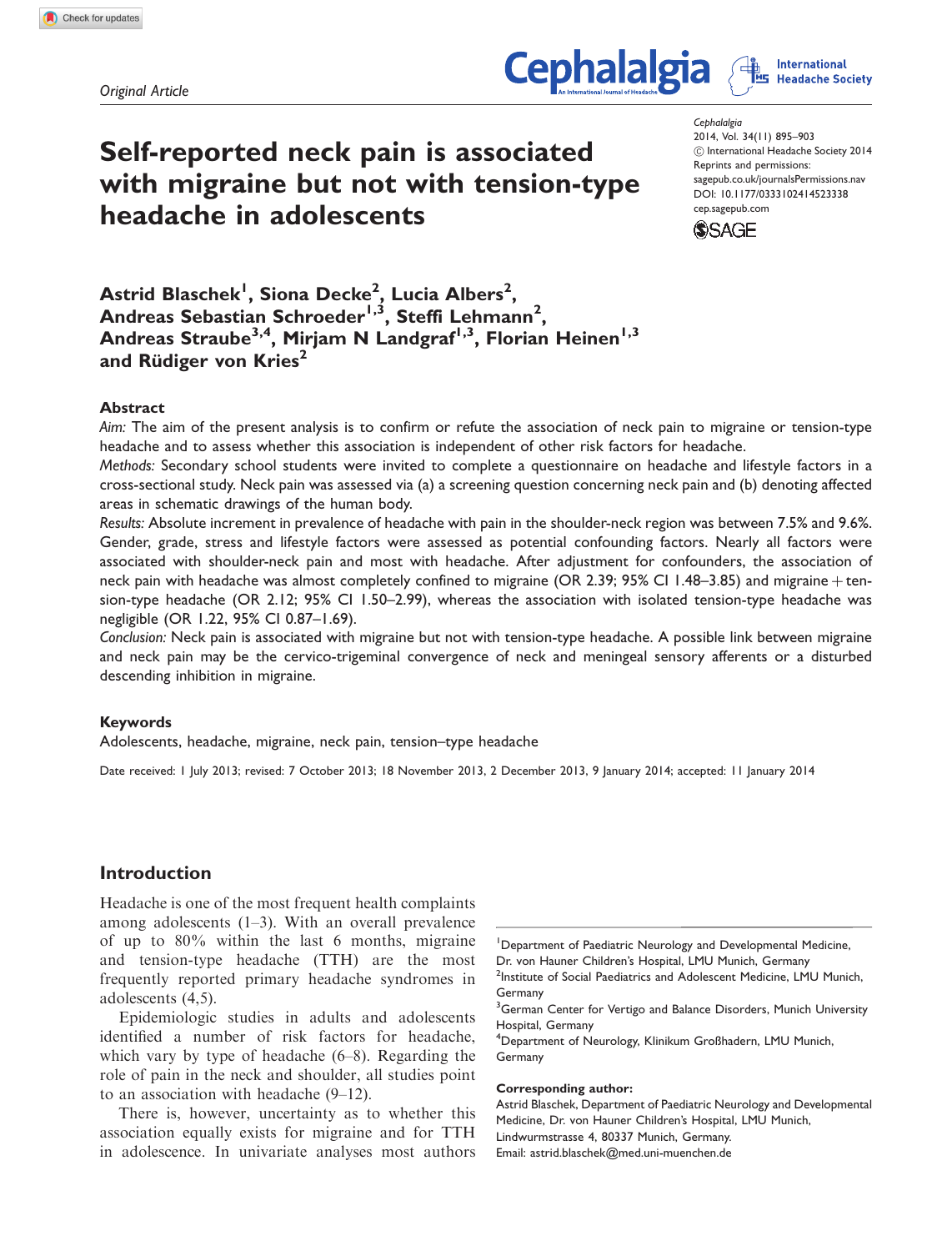Original Article

# Self-reported neck pain is associated with migraine but not with tension-type headache in adolescents

Astrid Blaschek[1], Siona Decke[2], Lucia Albers[2], Andreas Sebastian Schroeder[1,3], Steffi Lehmann[2], Andreas Straube[3,4], Mirjam N Landgraf[1,3], Florian Heinen[1,3] and Rüdiger von Kries[2]

## Abstract

*Aim:* The aim of the present analysis is to confirm or refute the association of neck pain to migraine or tension-type headache and to assess whether this association is independent of other risk factors for headache.

*Methods:* Secondary school students were invited to complete a questionnaire on headache and lifestyle factors in a cross-sectional study. Neck pain was assessed via (a) a screening question concerning neck pain and (b) denoting affected areas in schematic drawings of the human body.

*Results:* Absolute increment in prevalence of headache with pain in the shoulder-neck region was between 7.5% and 9.6%. Gender, grade, stress and lifestyle factors were assessed as potential confounding factors. Nearly all factors were associated with shoulder-neck pain and most with headache. After adjustment for confounders, the association of neck pain with headache was almost completely confined to migraine (OR 2.39; 95% CI 1.48–3.85) and migraine + tension-type headache (OR 2.12; 95% CI 1.50–2.99), whereas the association with isolated tension-type headache was negligible (OR 1.22, 95% CI 0.87–1.69).

*Conclusion:* Neck pain is associated with migraine but not with tension-type headache. A possible link between migraine and neck pain may be the cervico-trigeminal convergence of neck and meningeal sensory afferents or a disturbed descending inhibition in migraine.

### Keywords

Adolescents, headache, migraine, neck pain, tension–type headache

Date received: 1 July 2013; revised: 7 October 2013; 18 November 2013, 2 December 2013, 9 January 2014; accepted: 11 January 2014

## Introduction

Headache is one of the most frequent health complaints among adolescents (1–3). With an overall prevalence of up to 80% within the last 6 months, migraine and tension-type headache (TTH) are the most frequently reported primary headache syndromes in adolescents (4,5).

Epidemiologic studies in adults and adolescents identified a number of risk factors for headache, which vary by type of headache (6–8). Regarding the role of pain in the neck and shoulder, all studies point to an association with headache (9–12).

There is, however, uncertainty as to whether this association equally exists for migraine and for TTH in adolescence. In univariate analyses most authors

[1]Department of Paediatric Neurology and Developmental Medicine, Dr. von Hauner Children's Hospital, LMU Munich, Germany
[2]Institute of Social Paediatrics and Adolescent Medicine, LMU Munich, Germany
[3]German Center for Vertigo and Balance Disorders, Munich University Hospital, Germany
[4]Department of Neurology, Klinikum Großhadern, LMU Munich, Germany

**Corresponding author:**
Astrid Blaschek, Department of Paediatric Neurology and Developmental Medicine, Dr. von Hauner Children's Hospital, LMU Munich, Lindwurmstrasse 4, 80337 Munich, Germany.
Email: astrid.blaschek@med.uni-muenchen.de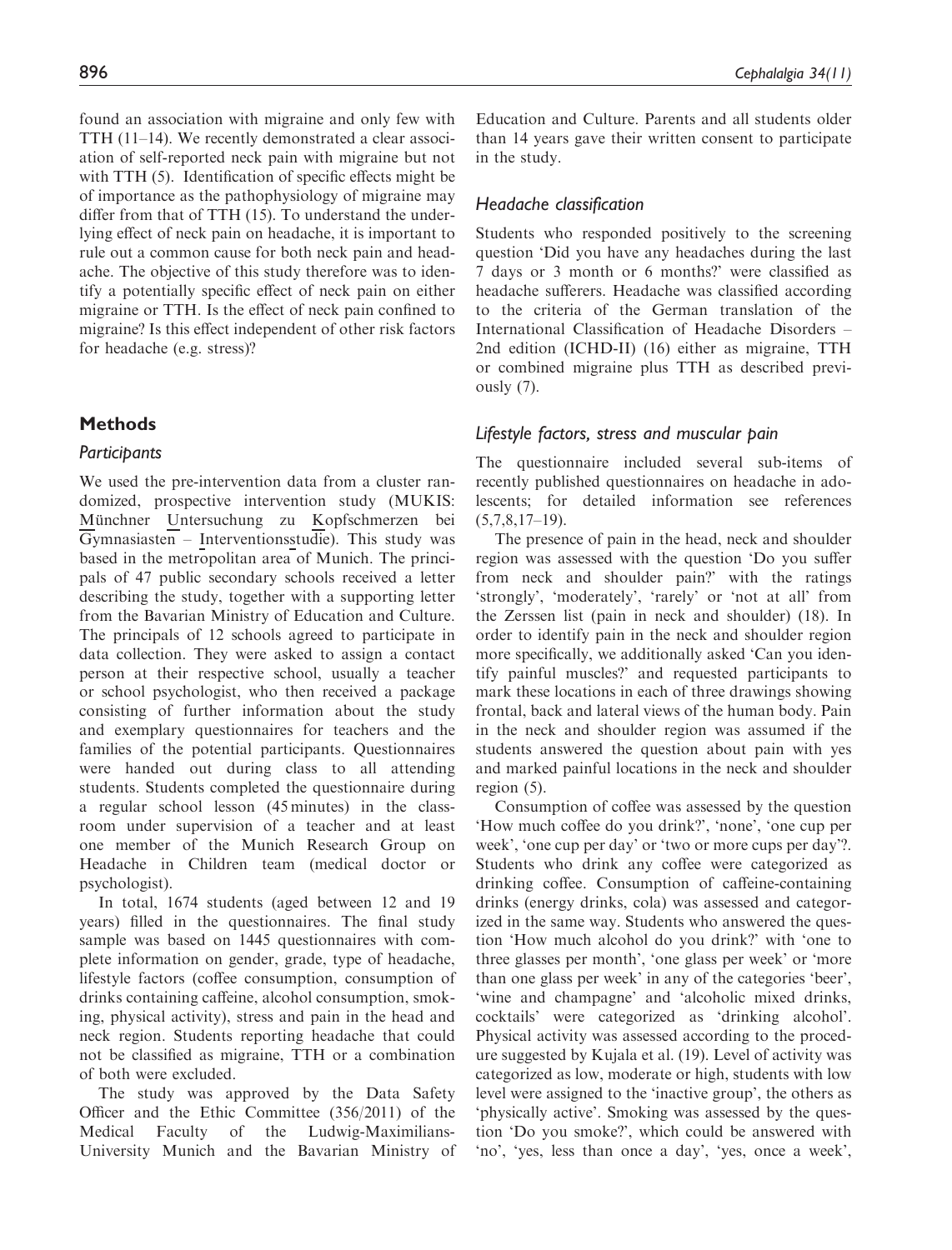found an association with migraine and only few with TTH (11–14). We recently demonstrated a clear association of self-reported neck pain with migraine but not with TTH (5). Identification of specific effects might be of importance as the pathophysiology of migraine may differ from that of TTH (15). To understand the underlying effect of neck pain on headache, it is important to rule out a common cause for both neck pain and headache. The objective of this study therefore was to identify a potentially specific effect of neck pain on either migraine or TTH. Is the effect of neck pain confined to migraine? Is this effect independent of other risk factors for headache (e.g. stress)?

## Methods

### *Participants*

We used the pre-intervention data from a cluster randomized, prospective intervention study (MUKIS: Münchner Untersuchung zu Kopfschmerzen bei Gymnasiasten – Interventionsstudie). This study was based in the metropolitan area of Munich. The principals of 47 public secondary schools received a letter describing the study, together with a supporting letter from the Bavarian Ministry of Education and Culture. The principals of 12 schools agreed to participate in data collection. They were asked to assign a contact person at their respective school, usually a teacher or school psychologist, who then received a package consisting of further information about the study and exemplary questionnaires for teachers and the families of the potential participants. Questionnaires were handed out during class to all attending students. Students completed the questionnaire during a regular school lesson (45 minutes) in the classroom under supervision of a teacher and at least one member of the Munich Research Group on Headache in Children team (medical doctor or psychologist).

In total, 1674 students (aged between 12 and 19 years) filled in the questionnaires. The final study sample was based on 1445 questionnaires with complete information on gender, grade, type of headache, lifestyle factors (coffee consumption, consumption of drinks containing caffeine, alcohol consumption, smoking, physical activity), stress and pain in the head and neck region. Students reporting headache that could not be classified as migraine, TTH or a combination of both were excluded.

The study was approved by the Data Safety Officer and the Ethic Committee (356/2011) of the Medical Faculty of the Ludwig-Maximilians-University Munich and the Bavarian Ministry of Education and Culture. Parents and all students older than 14 years gave their written consent to participate in the study.

### *Headache classification*

Students who responded positively to the screening question 'Did you have any headaches during the last 7 days or 3 month or 6 months?' were classified as headache sufferers. Headache was classified according to the criteria of the German translation of the International Classification of Headache Disorders – 2nd edition (ICHD-II) (16) either as migraine, TTH or combined migraine plus TTH as described previously (7).

### *Lifestyle factors, stress and muscular pain*

The questionnaire included several sub-items of recently published questionnaires on headache in adolescents; for detailed information see references (5,7,8,17–19).

The presence of pain in the head, neck and shoulder region was assessed with the question 'Do you suffer from neck and shoulder pain?' with the ratings 'strongly', 'moderately', 'rarely' or 'not at all' from the Zerssen list (pain in neck and shoulder) (18). In order to identify pain in the neck and shoulder region more specifically, we additionally asked 'Can you identify painful muscles?' and requested participants to mark these locations in each of three drawings showing frontal, back and lateral views of the human body. Pain in the neck and shoulder region was assumed if the students answered the question about pain with yes and marked painful locations in the neck and shoulder region (5).

Consumption of coffee was assessed by the question 'How much coffee do you drink?', 'none', 'one cup per week', 'one cup per day' or 'two or more cups per day'?. Students who drink any coffee were categorized as drinking coffee. Consumption of caffeine-containing drinks (energy drinks, cola) was assessed and categorized in the same way. Students who answered the question 'How much alcohol do you drink?' with 'one to three glasses per month', 'one glass per week' or 'more than one glass per week' in any of the categories 'beer', 'wine and champagne' and 'alcoholic mixed drinks, cocktails' were categorized as 'drinking alcohol'. Physical activity was assessed according to the procedure suggested by Kujala et al. (19). Level of activity was categorized as low, moderate or high, students with low level were assigned to the 'inactive group', the others as 'physically active'. Smoking was assessed by the question 'Do you smoke?', which could be answered with 'no', 'yes, less than once a day', 'yes, once a week',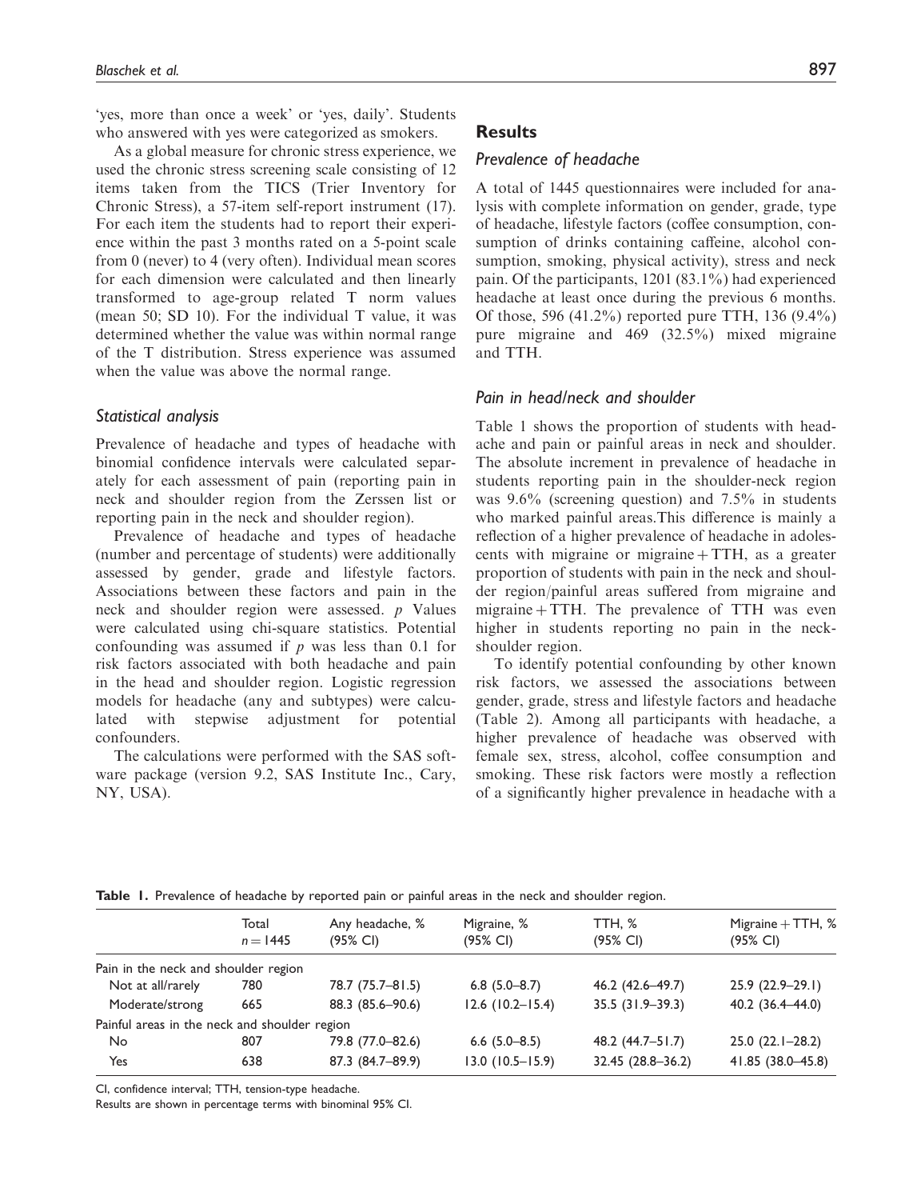'yes, more than once a week' or 'yes, daily'. Students who answered with yes were categorized as smokers.

As a global measure for chronic stress experience, we used the chronic stress screening scale consisting of 12 items taken from the TICS (Trier Inventory for Chronic Stress), a 57-item self-report instrument (17). For each item the students had to report their experience within the past 3 months rated on a 5-point scale from 0 (never) to 4 (very often). Individual mean scores for each dimension were calculated and then linearly transformed to age-group related T norm values (mean 50; SD 10). For the individual T value, it was determined whether the value was within normal range of the T distribution. Stress experience was assumed when the value was above the normal range.

### *Statistical analysis*

Prevalence of headache and types of headache with binomial confidence intervals were calculated separately for each assessment of pain (reporting pain in neck and shoulder region from the Zerssen list or reporting pain in the neck and shoulder region).

Prevalence of headache and types of headache (number and percentage of students) were additionally assessed by gender, grade and lifestyle factors. Associations between these factors and pain in the neck and shoulder region were assessed. $p$ Values were calculated using chi-square statistics. Potential confounding was assumed if $p$ was less than 0.1 for risk factors associated with both headache and pain in the head and shoulder region. Logistic regression models for headache (any and subtypes) were calculated with stepwise adjustment for potential confounders.

The calculations were performed with the SAS software package (version 9.2, SAS Institute Inc., Cary, NY, USA).

## Results

### *Prevalence of headache*

A total of 1445 questionnaires were included for analysis with complete information on gender, grade, type of headache, lifestyle factors (coffee consumption, consumption of drinks containing caffeine, alcohol consumption, smoking, physical activity), stress and neck pain. Of the participants, 1201 (83.1%) had experienced headache at least once during the previous 6 months. Of those, 596 (41.2%) reported pure TTH, 136 (9.4%) pure migraine and 469 (32.5%) mixed migraine and TTH.

### *Pain in head/neck and shoulder*

Table 1 shows the proportion of students with headache and pain or painful areas in neck and shoulder. The absolute increment in prevalence of headache in students reporting pain in the shoulder-neck region was 9.6% (screening question) and 7.5% in students who marked painful areas.This difference is mainly a reflection of a higher prevalence of headache in adolescents with migraine or migraine + TTH, as a greater proportion of students with pain in the neck and shoulder region/painful areas suffered from migraine and migraine + TTH. The prevalence of TTH was even higher in students reporting no pain in the neck-shoulder region.

To identify potential confounding by other known risk factors, we assessed the associations between gender, grade, stress and lifestyle factors and headache (Table 2). Among all participants with headache, a higher prevalence of headache was observed with female sex, stress, alcohol, coffee consumption and smoking. These risk factors were mostly a reflection of a significantly higher prevalence in headache with a

**Table 1.** Prevalence of headache by reported pain or painful areas in the neck and shoulder region.

| | Total $n = 1445$ | Any headache, % (95% CI) | Migraine, % (95% CI) | TTH, % (95% CI) | Migraine + TTH, % (95% CI) |
|---|---|---|---|---|---|
| Pain in the neck and shoulder region | | | | | |
| Not at all/rarely | 780 | 78.7 (75.7–81.5) | 6.8 (5.0–8.7) | 46.2 (42.6–49.7) | 25.9 (22.9–29.1) |
| Moderate/strong | 665 | 88.3 (85.6–90.6) | 12.6 (10.2–15.4) | 35.5 (31.9–39.3) | 40.2 (36.4–44.0) |
| Painful areas in the neck and shoulder region | | | | | |
| No | 807 | 79.8 (77.0–82.6) | 6.6 (5.0–8.5) | 48.2 (44.7–51.7) | 25.0 (22.1–28.2) |
| Yes | 638 | 87.3 (84.7–89.9) | 13.0 (10.5–15.9) | 32.45 (28.8–36.2) | 41.85 (38.0–45.8) |

CI, confidence interval; TTH, tension-type headache.
Results are shown in percentage terms with binominal 95% CI.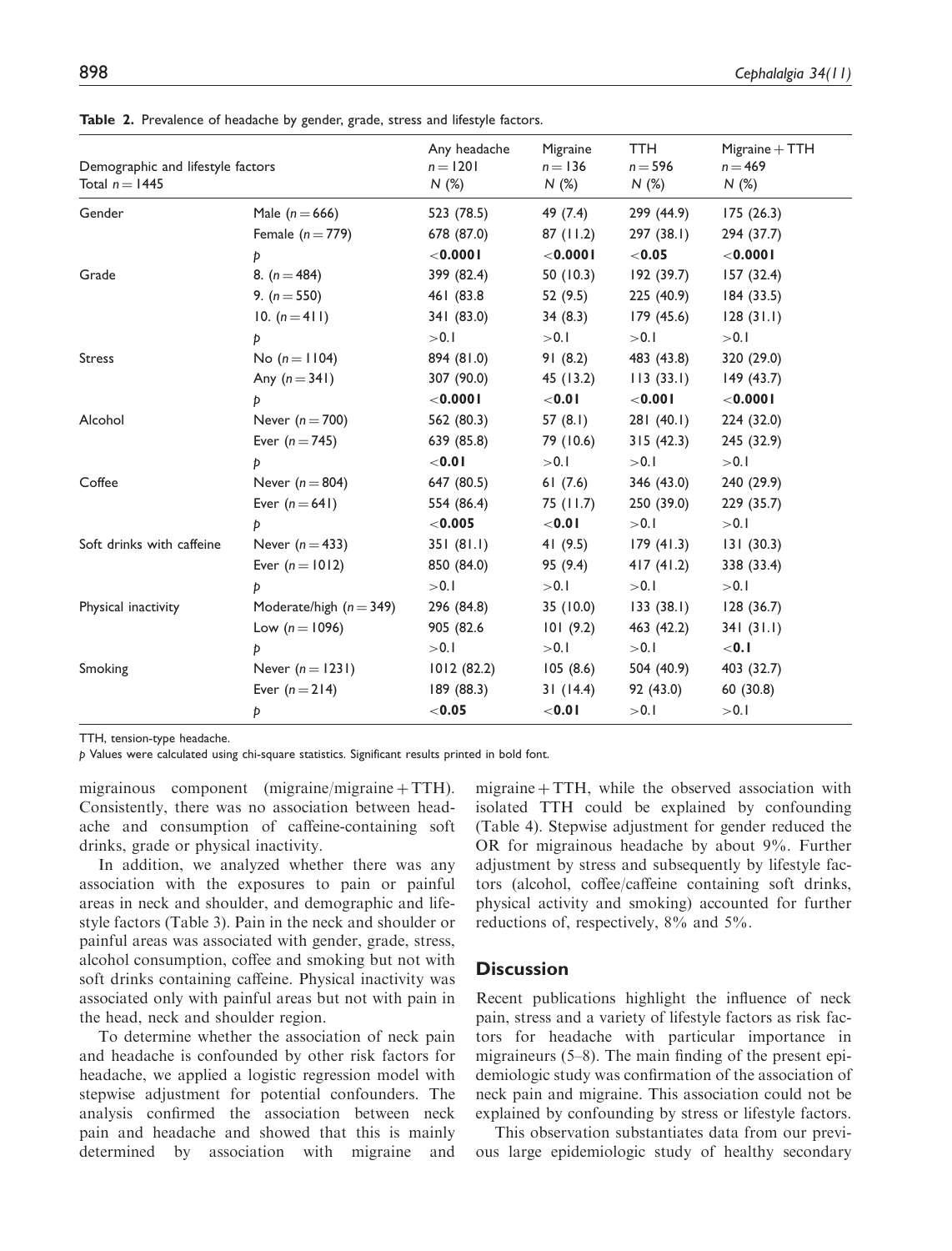**Table 2.** Prevalence of headache by gender, grade, stress and lifestyle factors.

| Demographic and lifestyle factors Total $n = 1445$ | | Any headache $n = 1201$ N (%) | Migraine $n = 136$ N (%) | TTH $n = 596$ N (%) | Migraine + TTH $n = 469$ N (%) |
|---|---|---|---|---|---|
| Gender | Male ($n = 666$) | 523 (78.5) | 49 (7.4) | 299 (44.9) | 175 (26.3) |
| | Female ($n = 779$) | 678 (87.0) | 87 (11.2) | 297 (38.1) | 294 (37.7) |
| | p | **<0.0001** | **<0.0001** | **<0.05** | **<0.0001** |
| Grade | 8. ($n = 484$) | 399 (82.4) | 50 (10.3) | 192 (39.7) | 157 (32.4) |
| | 9. ($n = 550$) | 461 (83.8 | 52 (9.5) | 225 (40.9) | 184 (33.5) |
| | 10. ($n = 411$) | 341 (83.0) | 34 (8.3) | 179 (45.6) | 128 (31.1) |
| | p | >0.1 | >0.1 | >0.1 | >0.1 |
| Stress | No ($n = 1104$) | 894 (81.0) | 91 (8.2) | 483 (43.8) | 320 (29.0) |
| | Any ($n = 341$) | 307 (90.0) | 45 (13.2) | 113 (33.1) | 149 (43.7) |
| | p | **<0.0001** | **<0.01** | **<0.001** | **<0.0001** |
| Alcohol | Never ($n = 700$) | 562 (80.3) | 57 (8.1) | 281 (40.1) | 224 (32.0) |
| | Ever ($n = 745$) | 639 (85.8) | 79 (10.6) | 315 (42.3) | 245 (32.9) |
| | p | **<0.01** | >0.1 | >0.1 | >0.1 |
| Coffee | Never ($n = 804$) | 647 (80.5) | 61 (7.6) | 346 (43.0) | 240 (29.9) |
| | Ever ($n = 641$) | 554 (86.4) | 75 (11.7) | 250 (39.0) | 229 (35.7) |
| | p | **<0.005** | **<0.01** | >0.1 | >0.1 |
| Soft drinks with caffeine | Never ($n = 433$) | 351 (81.1) | 41 (9.5) | 179 (41.3) | 131 (30.3) |
| | Ever ($n = 1012$) | 850 (84.0) | 95 (9.4) | 417 (41.2) | 338 (33.4) |
| | p | >0.1 | >0.1 | >0.1 | >0.1 |
| Physical inactivity | Moderate/high ($n = 349$) | 296 (84.8) | 35 (10.0) | 133 (38.1) | 128 (36.7) |
| | Low ($n = 1096$) | 905 (82.6 | 101 (9.2) | 463 (42.2) | 341 (31.1) |
| | p | >0.1 | >0.1 | >0.1 | **<0.1** |
| Smoking | Never ($n = 1231$) | 1012 (82.2) | 105 (8.6) | 504 (40.9) | 403 (32.7) |
| | Ever ($n = 214$) | 189 (88.3) | 31 (14.4) | 92 (43.0) | 60 (30.8) |
| | p | **<0.05** | **<0.01** | >0.1 | >0.1 |

TTH, tension-type headache.

p Values were calculated using chi-square statistics. Significant results printed in bold font.

migrainous component (migraine/migraine + TTH). Consistently, there was no association between headache and consumption of caffeine-containing soft drinks, grade or physical inactivity.

In addition, we analyzed whether there was any association with the exposures to pain or painful areas in neck and shoulder, and demographic and lifestyle factors (Table 3). Pain in the neck and shoulder or painful areas was associated with gender, grade, stress, alcohol consumption, coffee and smoking but not with soft drinks containing caffeine. Physical inactivity was associated only with painful areas but not with pain in the head, neck and shoulder region.

To determine whether the association of neck pain and headache is confounded by other risk factors for headache, we applied a logistic regression model with stepwise adjustment for potential confounders. The analysis confirmed the association between neck pain and headache and showed that this is mainly determined by association with migraine and migraine + TTH, while the observed association with isolated TTH could be explained by confounding (Table 4). Stepwise adjustment for gender reduced the OR for migrainous headache by about 9%. Further adjustment by stress and subsequently by lifestyle factors (alcohol, coffee/caffeine containing soft drinks, physical activity and smoking) accounted for further reductions of, respectively, 8% and 5%.

## Discussion

Recent publications highlight the influence of neck pain, stress and a variety of lifestyle factors as risk factors for headache with particular importance in migraineurs (5–8). The main finding of the present epidemiologic study was confirmation of the association of neck pain and migraine. This association could not be explained by confounding by stress or lifestyle factors.

This observation substantiates data from our previous large epidemiologic study of healthy secondary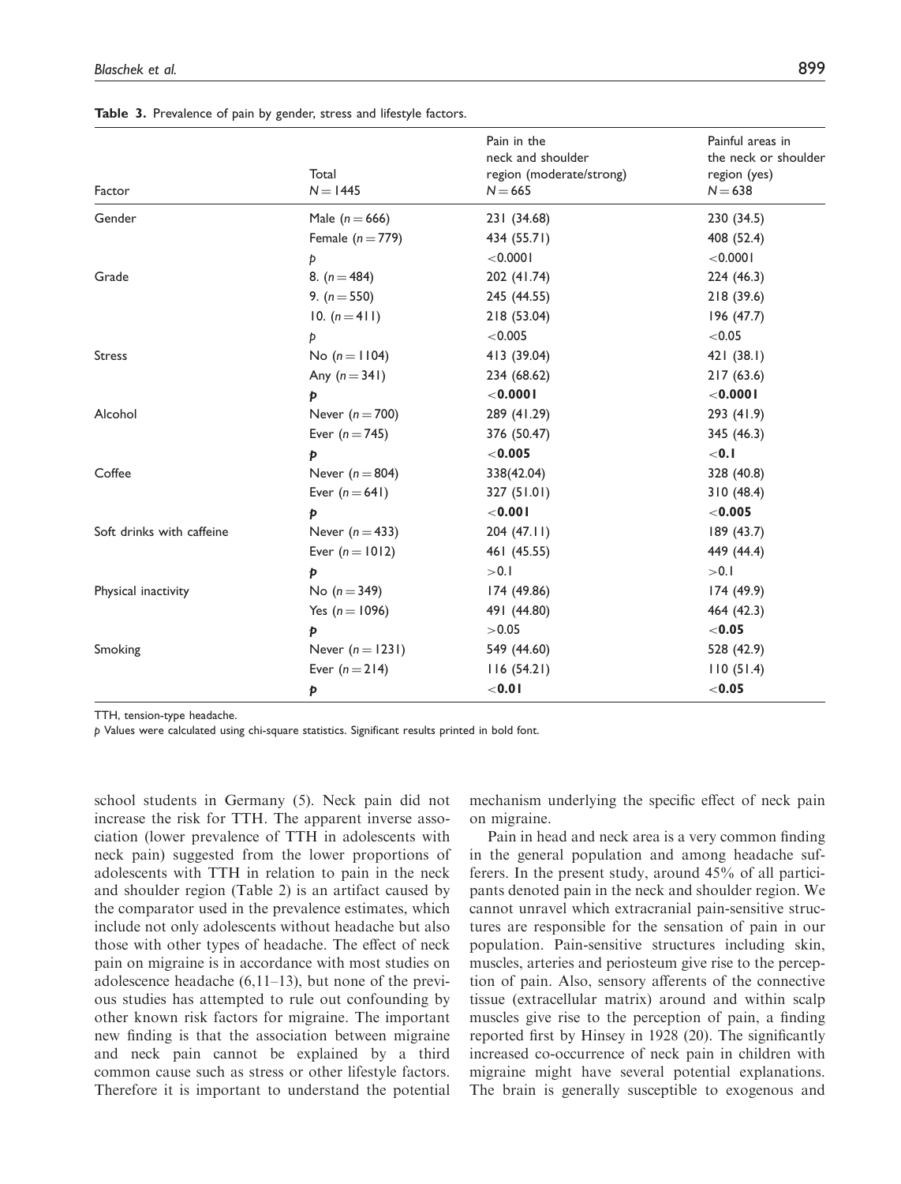**Table 3.** Prevalence of pain by gender, stress and lifestyle factors.

| Factor | Total $N = 1445$ | Pain in the neck and shoulder region (moderate/strong) $N = 665$ | Painful areas in the neck or shoulder region (yes) $N = 638$ |
|---|---|---|---|
| Gender | Male ($n = 666$) | 231 (34.68) | 230 (34.5) |
| | Female ($n = 779$) | 434 (55.71) | 408 (52.4) |
| | *p* | <0.0001 | <0.0001 |
| Grade | 8. ($n = 484$) | 202 (41.74) | 224 (46.3) |
| | 9. ($n = 550$) | 245 (44.55) | 218 (39.6) |
| | 10. ($n = 411$) | 218 (53.04) | 196 (47.7) |
| | *p* | <0.005 | <0.05 |
| Stress | No ($n = 1104$) | 413 (39.04) | 421 (38.1) |
| | Any ($n = 341$) | 234 (68.62) | 217 (63.6) |
| | ***p*** | **<0.0001** | **<0.0001** |
| Alcohol | Never ($n = 700$) | 289 (41.29) | 293 (41.9) |
| | Ever ($n = 745$) | 376 (50.47) | 345 (46.3) |
| | ***p*** | **<0.005** | **<0.1** |
| Coffee | Never ($n = 804$) | 338(42.04) | 328 (40.8) |
| | Ever ($n = 641$) | 327 (51.01) | 310 (48.4) |
| | ***p*** | **<0.001** | **<0.005** |
| Soft drinks with caffeine | Never ($n = 433$) | 204 (47.11) | 189 (43.7) |
| | Ever ($n = 1012$) | 461 (45.55) | 449 (44.4) |
| | ***p*** | >0.1 | >0.1 |
| Physical inactivity | No ($n = 349$) | 174 (49.86) | 174 (49.9) |
| | Yes ($n = 1096$) | 491 (44.80) | 464 (42.3) |
| | ***p*** | >0.05 | **<0.05** |
| Smoking | Never ($n = 1231$) | 549 (44.60) | 528 (42.9) |
| | Ever ($n = 214$) | 116 (54.21) | 110 (51.4) |
| | ***p*** | **<0.01** | **<0.05** |

TTH, tension-type headache.

*p* Values were calculated using chi-square statistics. Significant results printed in bold font.

school students in Germany (5). Neck pain did not increase the risk for TTH. The apparent inverse association (lower prevalence of TTH in adolescents with neck pain) suggested from the lower proportions of adolescents with TTH in relation to pain in the neck and shoulder region (Table 2) is an artifact caused by the comparator used in the prevalence estimates, which include not only adolescents without headache but also those with other types of headache. The effect of neck pain on migraine is in accordance with most studies on adolescence headache (6,11–13), but none of the previous studies has attempted to rule out confounding by other known risk factors for migraine. The important new finding is that the association between migraine and neck pain cannot be explained by a third common cause such as stress or other lifestyle factors. Therefore it is important to understand the potential mechanism underlying the specific effect of neck pain on migraine.

Pain in head and neck area is a very common finding in the general population and among headache sufferers. In the present study, around 45% of all participants denoted pain in the neck and shoulder region. We cannot unravel which extracranial pain-sensitive structures are responsible for the sensation of pain in our population. Pain-sensitive structures including skin, muscles, arteries and periosteum give rise to the perception of pain. Also, sensory afferents of the connective tissue (extracellular matrix) around and within scalp muscles give rise to the perception of pain, a finding reported first by Hinsey in 1928 (20). The significantly increased co-occurrence of neck pain in children with migraine might have several potential explanations. The brain is generally susceptible to exogenous and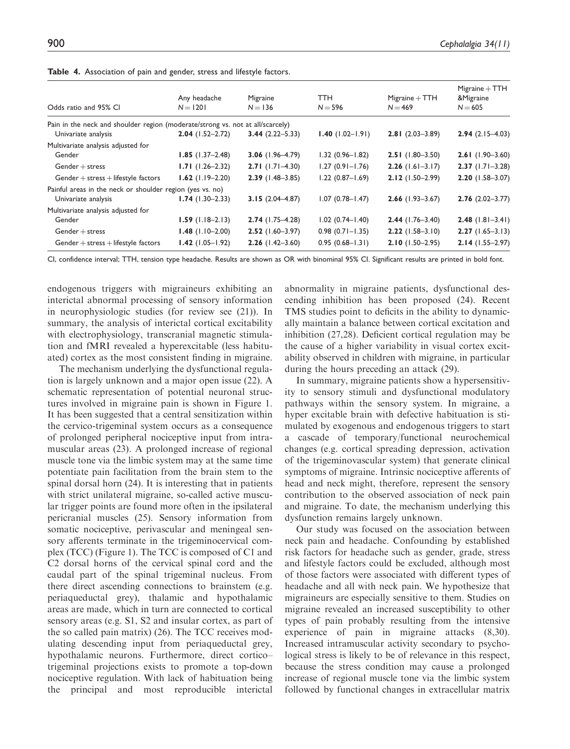**Table 4.** Association of pain and gender, stress and lifestyle factors.

| Odds ratio and 95% CI | Any headache $N=1201$ | Migraine $N=136$ | TTH $N=596$ | Migraine + TTH $N=469$ | Migraine + TTH &Migraine $N=605$ |
|---|---|---|---|---|---|
| Pain in the neck and shoulder region (moderate/strong vs. not at all/scarcely) | | | | | |
| Univariate analysis | **2.04** (1.52–2.72) | **3.44** (2.22–5.33) | **1.40** (1.02–1.91) | **2.81** (2.03–3.89) | **2.94** (2.15–4.03) |
| Multivariate analysis adjusted for | | | | | |
| Gender | **1.85** (1.37–2.48) | **3.06** (1.96–4.79) | 1.32 (0.96–1.82) | **2.51** (1.80–3.50) | **2.61** (1.90–3.60) |
| Gender + stress | **1.71** (1.26–2.32) | **2.71** (1.71–4.30) | 1.27 (0.91–1.76) | **2.26** (1.61–3.17) | **2.37** (1.71–3.28) |
| Gender + stress + lifestyle factors | **1.62** (1.19–2.20) | **2.39** (1.48–3.85) | 1.22 (0.87–1.69) | **2.12** (1.50–2.99) | **2.20** (1.58–3.07) |
| Painful areas in the neck or shoulder region (yes vs. no) | | | | | |
| Univariate analysis | **1.74** (1.30–2.33) | **3.15** (2.04–4.87) | 1.07 (0.78–1.47) | **2.66** (1.93–3.67) | **2.76** (2.02–3.77) |
| Multivariate analysis adjusted for | | | | | |
| Gender | **1.59** (1.18–2.13) | **2.74** (1.75–4.28) | 1.02 (0.74–1.40) | **2.44** (1.76–3.40) | **2.48** (1.81–3.41) |
| Gender + stress | **1.48** (1.10–2.00) | **2.52** (1.60–3.97) | 0.98 (0.71–1.35) | **2.22** (1.58–3.10) | **2.27** (1.65–3.13) |
| Gender + stress + lifestyle factors | **1.42** (1.05–1.92) | **2.26** (1.42–3.60) | 0.95 (0.68–1.31) | **2.10** (1.50–2.95) | **2.14** (1.55–2.97) |

CI, confidence interval; TTH, tension type headache. Results are shown as OR with binominal 95% CI. Significant results are printed in bold font.

endogenous triggers with migraineurs exhibiting an interictal abnormal processing of sensory information in neurophysiologic studies (for review see (21)). In summary, the analysis of interictal cortical excitability with electrophysiology, transcranial magnetic stimulation and fMRI revealed a hyperexcitable (less habituated) cortex as the most consistent finding in migraine.

The mechanism underlying the dysfunctional regulation is largely unknown and a major open issue (22). A schematic representation of potential neuronal structures involved in migraine pain is shown in Figure 1. It has been suggested that a central sensitization within the cervico-trigeminal system occurs as a consequence of prolonged peripheral nociceptive input from intramuscular areas (23). A prolonged increase of regional muscle tone via the limbic system may at the same time potentiate pain facilitation from the brain stem to the spinal dorsal horn (24). It is interesting that in patients with strict unilateral migraine, so-called active muscular trigger points are found more often in the ipsilateral pericranial muscles (25). Sensory information from somatic nociceptive, perivascular and meningeal sensory afferents terminate in the trigeminocervical complex (TCC) (Figure 1). The TCC is composed of C1 and C2 dorsal horns of the cervical spinal cord and the caudal part of the spinal trigeminal nucleus. From there direct ascending connections to brainstem (e.g. periaqueductal grey), thalamic and hypothalamic areas are made, which in turn are connected to cortical sensory areas (e.g. S1, S2 and insular cortex, as part of the so called pain matrix) (26). The TCC receives modulating descending input from periaqueductal grey, hypothalamic neurons. Furthermore, direct cortico–trigeminal projections exists to promote a top-down nociceptive regulation. With lack of habituation being the principal and most reproducible interictal abnormality in migraine patients, dysfunctional descending inhibition has been proposed (24). Recent TMS studies point to deficits in the ability to dynamically maintain a balance between cortical excitation and inhibition (27,28). Deficient cortical regulation may be the cause of a higher variability in visual cortex excitability observed in children with migraine, in particular during the hours preceding an attack (29).

In summary, migraine patients show a hypersensitivity to sensory stimuli and dysfunctional modulatory pathways within the sensory system. In migraine, a hyper excitable brain with defective habituation is stimulated by exogenous and endogenous triggers to start a cascade of temporary/functional neurochemical changes (e.g. cortical spreading depression, activation of the trigeminovascular system) that generate clinical symptoms of migraine. Intrinsic nociceptive afferents of head and neck might, therefore, represent the sensory contribution to the observed association of neck pain and migraine. To date, the mechanism underlying this dysfunction remains largely unknown.

Our study was focused on the association between neck pain and headache. Confounding by established risk factors for headache such as gender, grade, stress and lifestyle factors could be excluded, although most of those factors were associated with different types of headache and all with neck pain. We hypothesize that migraineurs are especially sensitive to them. Studies on migraine revealed an increased susceptibility to other types of pain probably resulting from the intensive experience of pain in migraine attacks (8,30). Increased intramuscular activity secondary to psychological stress is likely to be of relevance in this respect, because the stress condition may cause a prolonged increase of regional muscle tone via the limbic system followed by functional changes in extracellular matrix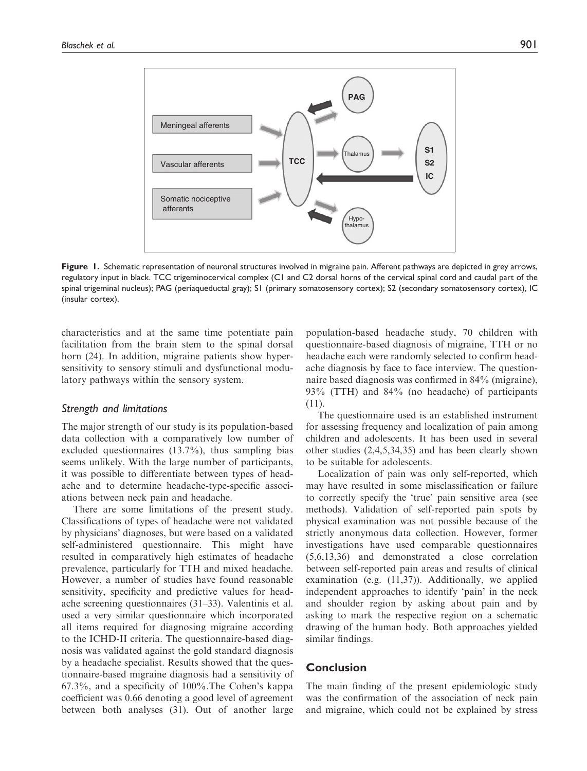**Figure 1.** Schematic representation of neuronal structures involved in migraine pain. Afferent pathways are depicted in grey arrows, regulatory input in black. TCC trigeminocervical complex (C1 and C2 dorsal horns of the cervical spinal cord and caudal part of the spinal trigeminal nucleus); PAG (periaqueductal gray); S1 (primary somatosensory cortex); S2 (secondary somatosensory cortex), IC (insular cortex).

characteristics and at the same time potentiate pain facilitation from the brain stem to the spinal dorsal horn (24). In addition, migraine patients show hypersensitivity to sensory stimuli and dysfunctional modulatory pathways within the sensory system.

### *Strength and limitations*

The major strength of our study is its population-based data collection with a comparatively low number of excluded questionnaires (13.7%), thus sampling bias seems unlikely. With the large number of participants, it was possible to differentiate between types of headache and to determine headache-type-specific associations between neck pain and headache.

There are some limitations of the present study. Classifications of types of headache were not validated by physicians' diagnoses, but were based on a validated self-administered questionnaire. This might have resulted in comparatively high estimates of headache prevalence, particularly for TTH and mixed headache. However, a number of studies have found reasonable sensitivity, specificity and predictive values for headache screening questionnaires (31–33). Valentinis et al. used a very similar questionnaire which incorporated all items required for diagnosing migraine according to the ICHD-II criteria. The questionnaire-based diagnosis was validated against the gold standard diagnosis by a headache specialist. Results showed that the questionnaire-based migraine diagnosis had a sensitivity of 67.3%, and a specificity of 100%.The Cohen's kappa coefficient was 0.66 denoting a good level of agreement between both analyses (31). Out of another large population-based headache study, 70 children with questionnaire-based diagnosis of migraine, TTH or no headache each were randomly selected to confirm headache diagnosis by face to face interview. The questionnaire based diagnosis was confirmed in 84% (migraine), 93% (TTH) and 84% (no headache) of participants (11).

The questionnaire used is an established instrument for assessing frequency and localization of pain among children and adolescents. It has been used in several other studies (2,4,5,34,35) and has been clearly shown to be suitable for adolescents.

Localization of pain was only self-reported, which may have resulted in some misclassification or failure to correctly specify the 'true' pain sensitive area (see methods). Validation of self-reported pain spots by physical examination was not possible because of the strictly anonymous data collection. However, former investigations have used comparable questionnaires (5,6,13,36) and demonstrated a close correlation between self-reported pain areas and results of clinical examination (e.g. (11,37)). Additionally, we applied independent approaches to identify 'pain' in the neck and shoulder region by asking about pain and by asking to mark the respective region on a schematic drawing of the human body. Both approaches yielded similar findings.

## Conclusion

The main finding of the present epidemiologic study was the confirmation of the association of neck pain and migraine, which could not be explained by stress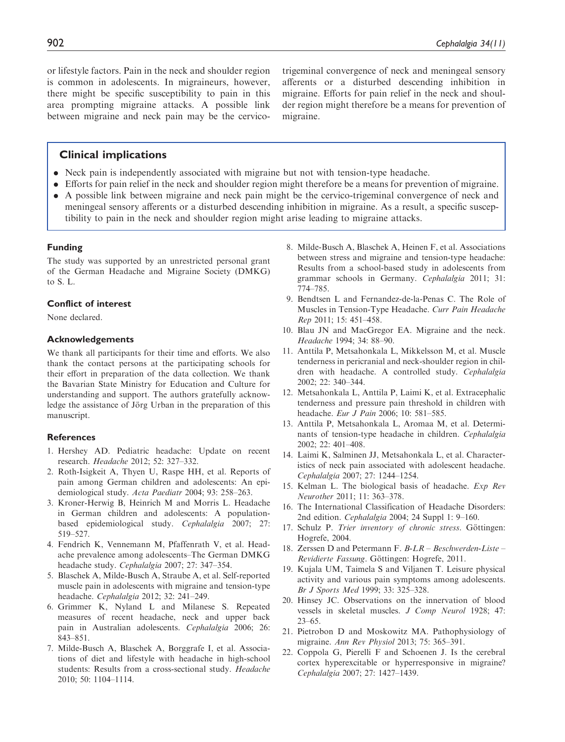or lifestyle factors. Pain in the neck and shoulder region is common in adolescents. In migraineurs, however, there might be specific susceptibility to pain in this area prompting migraine attacks. A possible link between migraine and neck pain may be the cervico-trigeminal convergence of neck and meningeal sensory afferents or a disturbed descending inhibition in migraine. Efforts for pain relief in the neck and shoulder region might therefore be a means for prevention of migraine.

## Clinical implications

- Neck pain is independently associated with migraine but not with tension-type headache.
- Efforts for pain relief in the neck and shoulder region might therefore be a means for prevention of migraine.
- A possible link between migraine and neck pain might be the cervico-trigeminal convergence of neck and meningeal sensory afferents or a disturbed descending inhibition in migraine. As a result, a specific susceptibility to pain in the neck and shoulder region might arise leading to migraine attacks.

### Funding

The study was supported by an unrestricted personal grant of the German Headache and Migraine Society (DMKG) to S. L.

### Conflict of interest

None declared.

### Acknowledgements

We thank all participants for their time and efforts. We also thank the contact persons at the participating schools for their effort in preparation of the data collection. We thank the Bavarian State Ministry for Education and Culture for understanding and support. The authors gratefully acknowledge the assistance of Jörg Urban in the preparation of this manuscript.

### References

1. Hershey AD. Pediatric headache: Update on recent research. *Headache* 2012; 52: 327–332.
2. Roth-Isigkeit A, Thyen U, Raspe HH, et al. Reports of pain among German children and adolescents: An epidemiological study. *Acta Paediatr* 2004; 93: 258–263.
3. Kroner-Herwig B, Heinrich M and Morris L. Headache in German children and adolescents: A population-based epidemiological study. *Cephalalgia* 2007; 27: 519–527.
4. Fendrich K, Vennemann M, Pfaffenrath V, et al. Headache prevalence among adolescents–The German DMKG headache study. *Cephalalgia* 2007; 27: 347–354.
5. Blaschek A, Milde-Busch A, Straube A, et al. Self-reported muscle pain in adolescents with migraine and tension-type headache. *Cephalalgia* 2012; 32: 241–249.
6. Grimmer K, Nyland L and Milanese S. Repeated measures of recent headache, neck and upper back pain in Australian adolescents. *Cephalalgia* 2006; 26: 843–851.
7. Milde-Busch A, Blaschek A, Borggrafe I, et al. Associations of diet and lifestyle with headache in high-school students: Results from a cross-sectional study. *Headache* 2010; 50: 1104–1114.
8. Milde-Busch A, Blaschek A, Heinen F, et al. Associations between stress and migraine and tension-type headache: Results from a school-based study in adolescents from grammar schools in Germany. *Cephalalgia* 2011; 31: 774–785.
9. Bendtsen L and Fernandez-de-la-Penas C. The Role of Muscles in Tension-Type Headache. *Curr Pain Headache Rep* 2011; 15: 451–458.
10. Blau JN and MacGregor EA. Migraine and the neck. *Headache* 1994; 34: 88–90.
11. Anttila P, Metsahonkala L, Mikkelsson M, et al. Muscle tenderness in pericranial and neck-shoulder region in children with headache. A controlled study. *Cephalalgia* 2002; 22: 340–344.
12. Metsahonkala L, Anttila P, Laimi K, et al. Extracephalic tenderness and pressure pain threshold in children with headache. *Eur J Pain* 2006; 10: 581–585.
13. Anttila P, Metsahonkala L, Aromaa M, et al. Determinants of tension-type headache in children. *Cephalalgia* 2002; 22: 401–408.
14. Laimi K, Salminen JJ, Metsahonkala L, et al. Characteristics of neck pain associated with adolescent headache. *Cephalalgia* 2007; 27: 1244–1254.
15. Kelman L. The biological basis of headache. *Exp Rev Neurother* 2011; 11: 363–378.
16. The International Classification of Headache Disorders: 2nd edition. *Cephalalgia* 2004; 24 Suppl 1: 9–160.
17. Schulz P. *Trier inventory of chronic stress*. Göttingen: Hogrefe, 2004.
18. Zerssen D and Petermann F. *B-LR – Beschwerden-Liste – Revidierte Fassung*. Göttingen: Hogrefe, 2011.
19. Kujala UM, Taimela S and Viljanen T. Leisure physical activity and various pain symptoms among adolescents. *Br J Sports Med* 1999; 33: 325–328.
20. Hinsey JC. Observations on the innervation of blood vessels in skeletal muscles. *J Comp Neurol* 1928; 47: 23–65.
21. Pietrobon D and Moskowitz MA. Pathophysiology of migraine. *Ann Rev Physiol* 2013; 75: 365–391.
22. Coppola G, Pierelli F and Schoenen J. Is the cerebral cortex hyperexcitable or hyperresponsive in migraine? *Cephalalgia* 2007; 27: 1427–1439.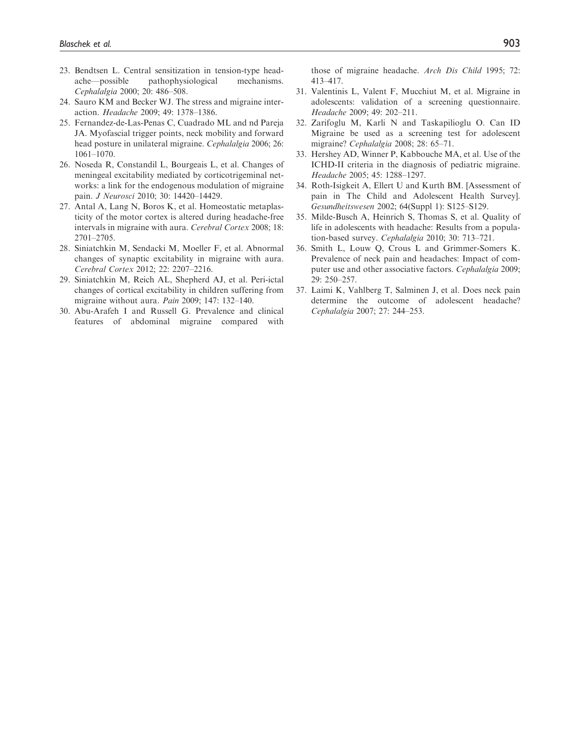23. Bendtsen L. Central sensitization in tension-type headache—possible pathophysiological mechanisms. *Cephalalgia* 2000; 20: 486–508.
24. Sauro KM and Becker WJ. The stress and migraine interaction. *Headache* 2009; 49: 1378–1386.
25. Fernandez-de-Las-Penas C, Cuadrado ML and nd Pareja JA. Myofascial trigger points, neck mobility and forward head posture in unilateral migraine. *Cephalalgia* 2006; 26: 1061–1070.
26. Noseda R, Constandil L, Bourgeais L, et al. Changes of meningeal excitability mediated by corticotrigeminal networks: a link for the endogenous modulation of migraine pain. *J Neurosci* 2010; 30: 14420–14429.
27. Antal A, Lang N, Boros K, et al. Homeostatic metaplasticity of the motor cortex is altered during headache-free intervals in migraine with aura. *Cerebral Cortex* 2008; 18: 2701–2705.
28. Siniatchkin M, Sendacki M, Moeller F, et al. Abnormal changes of synaptic excitability in migraine with aura. *Cerebral Cortex* 2012; 22: 2207–2216.
29. Siniatchkin M, Reich AL, Shepherd AJ, et al. Peri-ictal changes of cortical excitability in children suffering from migraine without aura. *Pain* 2009; 147: 132–140.
30. Abu-Arafeh I and Russell G. Prevalence and clinical features of abdominal migraine compared with those of migraine headache. *Arch Dis Child* 1995; 72: 413–417.
31. Valentinis L, Valent F, Mucchiut M, et al. Migraine in adolescents: validation of a screening questionnaire. *Headache* 2009; 49: 202–211.
32. Zarifoglu M, Karli N and Taskapilioglu O. Can ID Migraine be used as a screening test for adolescent migraine? *Cephalalgia* 2008; 28: 65–71.
33. Hershey AD, Winner P, Kabbouche MA, et al. Use of the ICHD-II criteria in the diagnosis of pediatric migraine. *Headache* 2005; 45: 1288–1297.
34. Roth-Isigkeit A, Ellert U and Kurth BM. [Assessment of pain in The Child and Adolescent Health Survey]. *Gesundheitswesen* 2002; 64(Suppl 1): S125–S129.
35. Milde-Busch A, Heinrich S, Thomas S, et al. Quality of life in adolescents with headache: Results from a population-based survey. *Cephalalgia* 2010; 30: 713–721.
36. Smith L, Louw Q, Crous L and Grimmer-Somers K. Prevalence of neck pain and headaches: Impact of computer use and other associative factors. *Cephalalgia* 2009; 29: 250–257.
37. Laimi K, Vahlberg T, Salminen J, et al. Does neck pain determine the outcome of adolescent headache? *Cephalalgia* 2007; 27: 244–253.